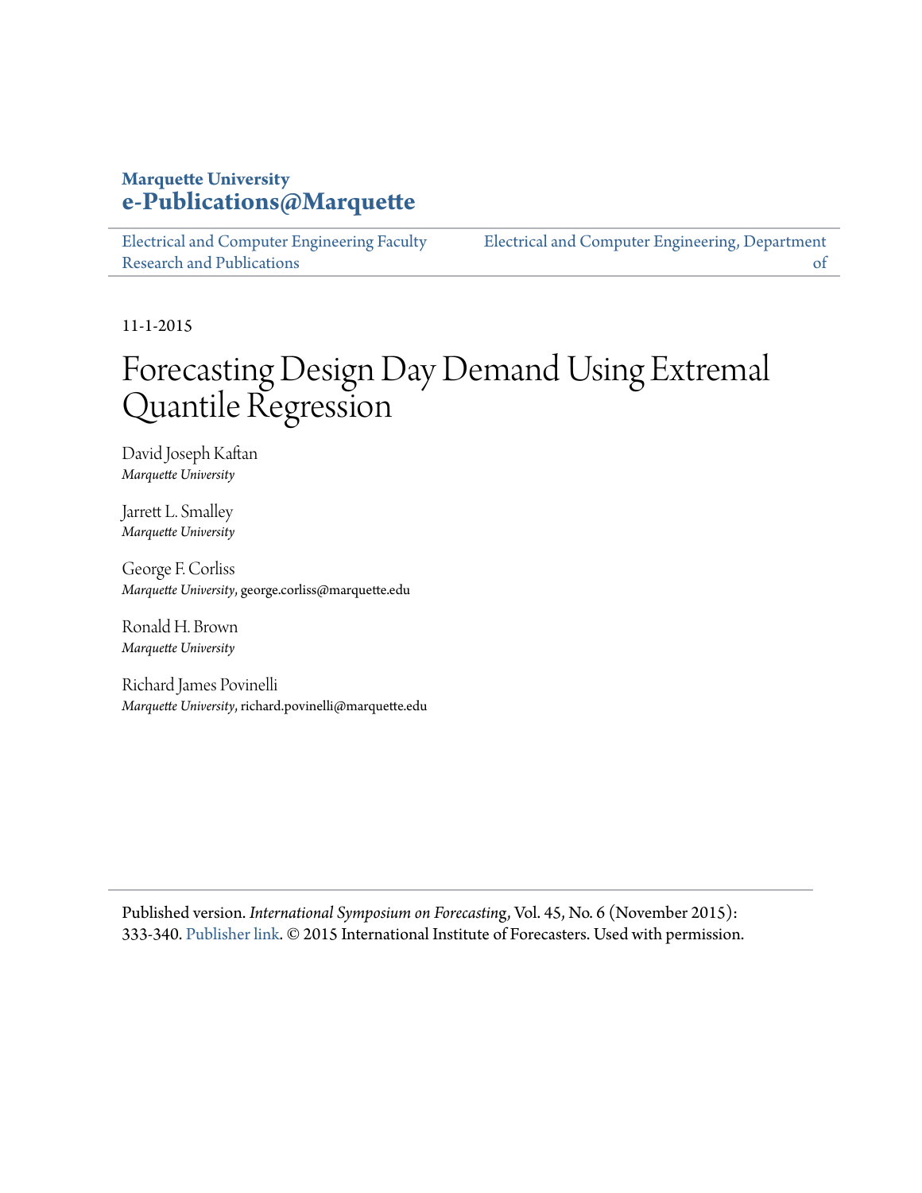**Marquette University**
**e-Publications@Marquette**

Electrical and Computer Engineering Faculty Research and Publications

Electrical and Computer Engineering, Department of

11-1-2015

# Forecasting Design Day Demand Using Extremal Quantile Regression

David Joseph Kaftan
*Marquette University*

Jarrett L. Smalley
*Marquette University*

George F. Corliss
*Marquette University*, george.corliss@marquette.edu

Ronald H. Brown
*Marquette University*

Richard James Povinelli
*Marquette University*, richard.povinelli@marquette.edu

Published version. *International Symposium on Forecasting*, Vol. 45, No. 6 (November 2015): 333-340. Publisher link. © 2015 International Institute of Forecasters. Used with permission.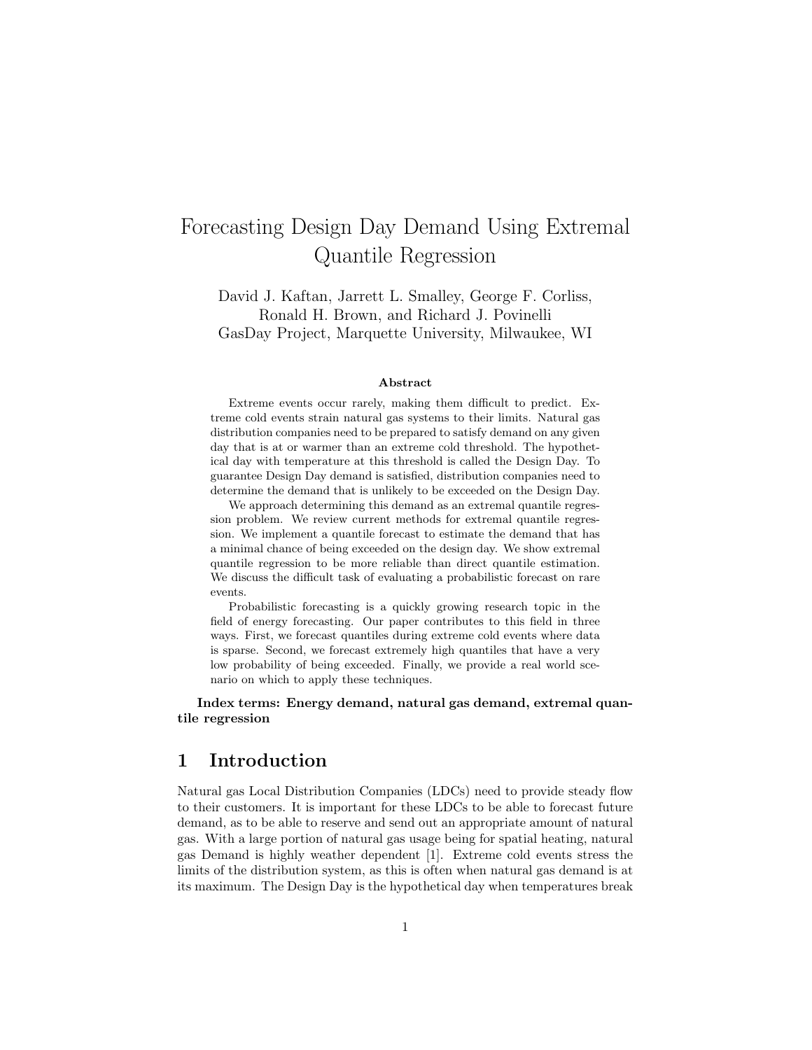# Forecasting Design Day Demand Using Extremal Quantile Regression

David J. Kaftan, Jarrett L. Smalley, George F. Corliss,
Ronald H. Brown, and Richard J. Povinelli
GasDay Project, Marquette University, Milwaukee, WI

### Abstract

Extreme events occur rarely, making them difficult to predict. Extreme cold events strain natural gas systems to their limits. Natural gas distribution companies need to be prepared to satisfy demand on any given day that is at or warmer than an extreme cold threshold. The hypothetical day with temperature at this threshold is called the Design Day. To guarantee Design Day demand is satisfied, distribution companies need to determine the demand that is unlikely to be exceeded on the Design Day.

We approach determining this demand as an extremal quantile regression problem. We review current methods for extremal quantile regression. We implement a quantile forecast to estimate the demand that has a minimal chance of being exceeded on the design day. We show extremal quantile regression to be more reliable than direct quantile estimation. We discuss the difficult task of evaluating a probabilistic forecast on rare events.

Probabilistic forecasting is a quickly growing research topic in the field of energy forecasting. Our paper contributes to this field in three ways. First, we forecast quantiles during extreme cold events where data is sparse. Second, we forecast extremely high quantiles that have a very low probability of being exceeded. Finally, we provide a real world scenario on which to apply these techniques.

**Index terms: Energy demand, natural gas demand, extremal quantile regression**

## 1 Introduction

Natural gas Local Distribution Companies (LDCs) need to provide steady flow to their customers. It is important for these LDCs to be able to forecast future demand, as to be able to reserve and send out an appropriate amount of natural gas. With a large portion of natural gas usage being for spatial heating, natural gas Demand is highly weather dependent [1]. Extreme cold events stress the limits of the distribution system, as this is often when natural gas demand is at its maximum. The Design Day is the hypothetical day when temperatures break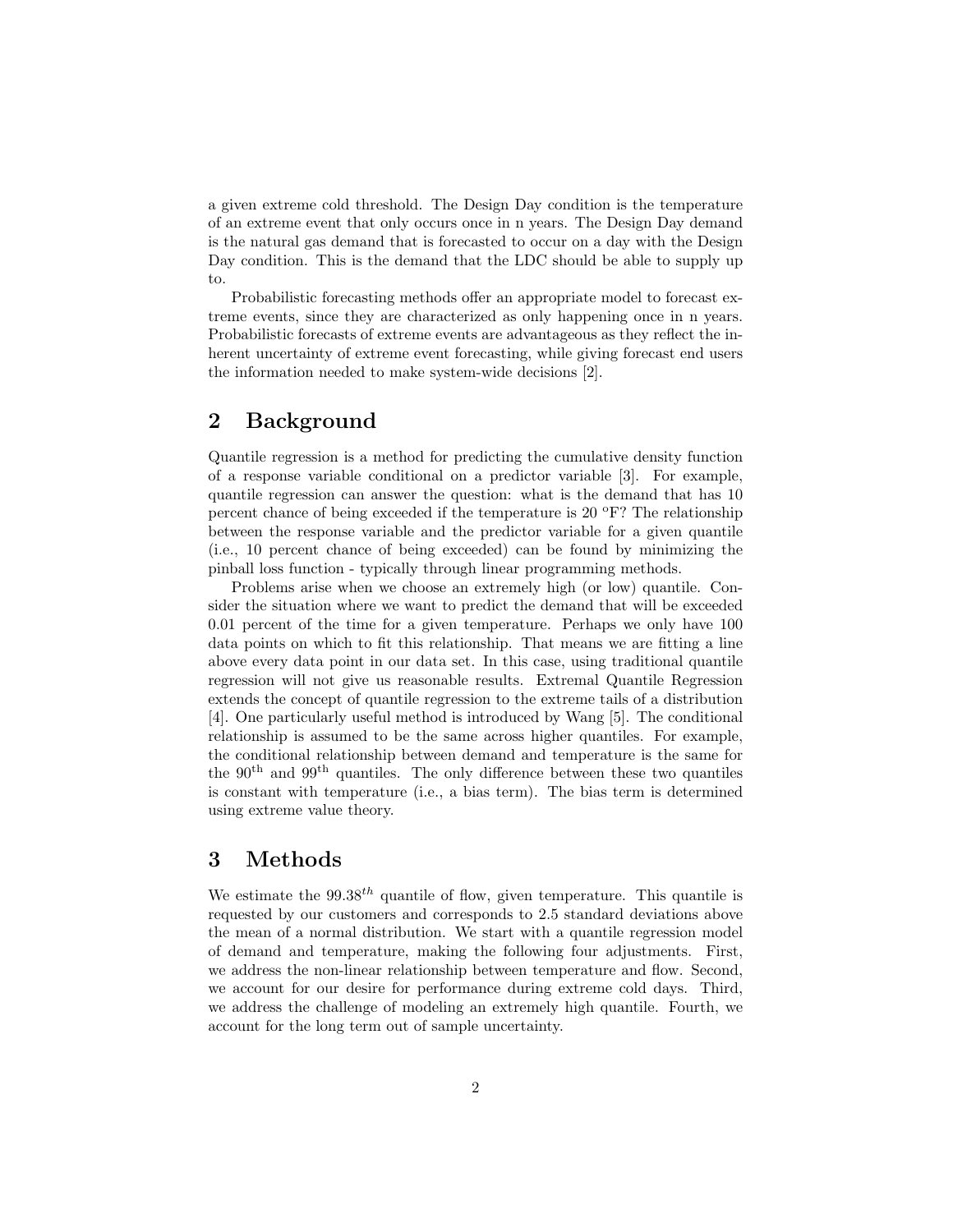a given extreme cold threshold. The Design Day condition is the temperature of an extreme event that only occurs once in n years. The Design Day demand is the natural gas demand that is forecasted to occur on a day with the Design Day condition. This is the demand that the LDC should be able to supply up to.

Probabilistic forecasting methods offer an appropriate model to forecast extreme events, since they are characterized as only happening once in n years. Probabilistic forecasts of extreme events are advantageous as they reflect the inherent uncertainty of extreme event forecasting, while giving forecast end users the information needed to make system-wide decisions [2].

## 2 Background

Quantile regression is a method for predicting the cumulative density function of a response variable conditional on a predictor variable [3]. For example, quantile regression can answer the question: what is the demand that has 10 percent chance of being exceeded if the temperature is 20 $^{o}$F? The relationship between the response variable and the predictor variable for a given quantile (i.e., 10 percent chance of being exceeded) can be found by minimizing the pinball loss function - typically through linear programming methods.

Problems arise when we choose an extremely high (or low) quantile. Consider the situation where we want to predict the demand that will be exceeded 0.01 percent of the time for a given temperature. Perhaps we only have 100 data points on which to fit this relationship. That means we are fitting a line above every data point in our data set. In this case, using traditional quantile regression will not give us reasonable results. Extremal Quantile Regression extends the concept of quantile regression to the extreme tails of a distribution [4]. One particularly useful method is introduced by Wang [5]. The conditional relationship is assumed to be the same across higher quantiles. For example, the conditional relationship between demand and temperature is the same for the 90$^{\text{th}}$ and 99$^{\text{th}}$ quantiles. The only difference between these two quantiles is constant with temperature (i.e., a bias term). The bias term is determined using extreme value theory.

## 3 Methods

We estimate the $99.38^{th}$ quantile of flow, given temperature. This quantile is requested by our customers and corresponds to 2.5 standard deviations above the mean of a normal distribution. We start with a quantile regression model of demand and temperature, making the following four adjustments. First, we address the non-linear relationship between temperature and flow. Second, we account for our desire for performance during extreme cold days. Third, we address the challenge of modeling an extremely high quantile. Fourth, we account for the long term out of sample uncertainty.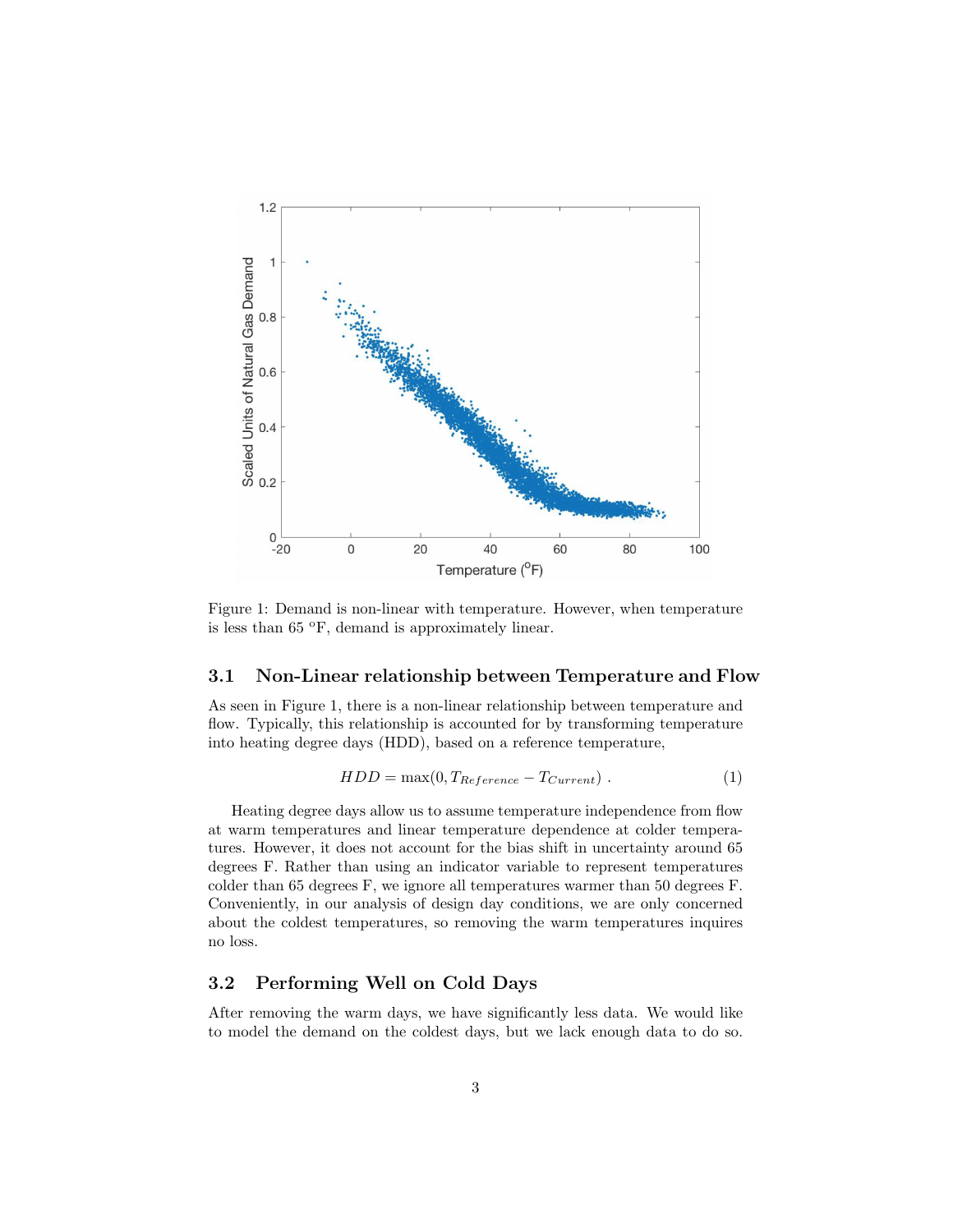Figure 1: Demand is non-linear with temperature. However, when temperature is less than 65 °F, demand is approximately linear.

### 3.1 Non-Linear relationship between Temperature and Flow

As seen in Figure 1, there is a non-linear relationship between temperature and flow. Typically, this relationship is accounted for by transforming temperature into heating degree days (HDD), based on a reference temperature,

$$HDD = \max(0, T_{Reference} - T_{Current}) \; . \tag{1}$$

Heating degree days allow us to assume temperature independence from flow at warm temperatures and linear temperature dependence at colder temperatures. However, it does not account for the bias shift in uncertainty around 65 degrees F. Rather than using an indicator variable to represent temperatures colder than 65 degrees F, we ignore all temperatures warmer than 50 degrees F. Conveniently, in our analysis of design day conditions, we are only concerned about the coldest temperatures, so removing the warm temperatures inquires no loss.

### 3.2 Performing Well on Cold Days

After removing the warm days, we have significantly less data. We would like to model the demand on the coldest days, but we lack enough data to do so.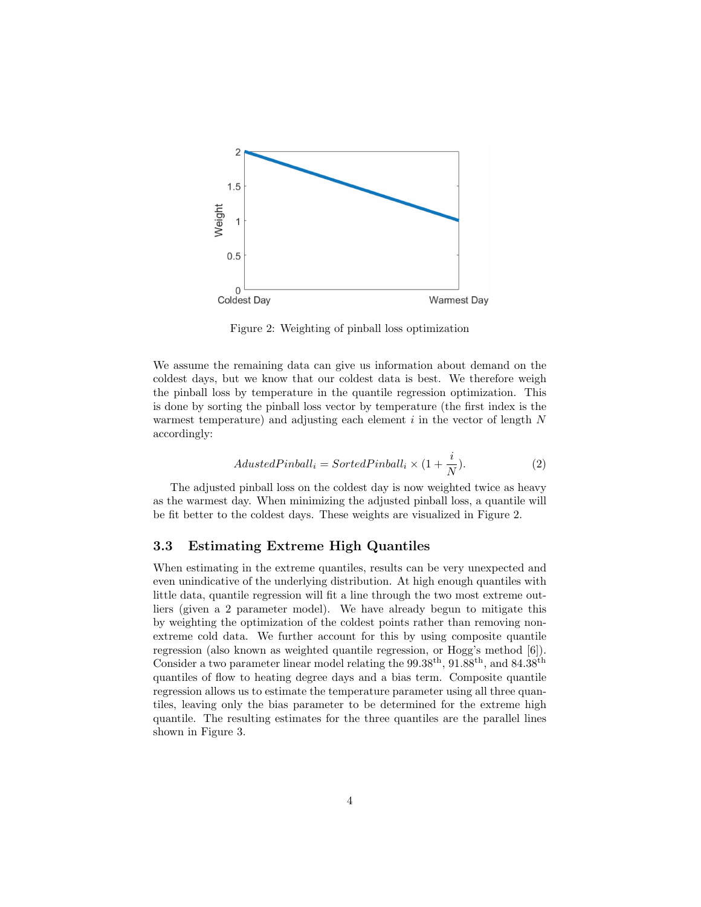Figure 2: Weighting of pinball loss optimization

We assume the remaining data can give us information about demand on the coldest days, but we know that our coldest data is best. We therefore weigh the pinball loss by temperature in the quantile regression optimization. This is done by sorting the pinball loss vector by temperature (the first index is the warmest temperature) and adjusting each element $i$ in the vector of length $N$ accordingly:

$$AdustedPinball_i = SortedPinball_i \times (1 + \frac{i}{N}). \tag{2}$$

The adjusted pinball loss on the coldest day is now weighted twice as heavy as the warmest day. When minimizing the adjusted pinball loss, a quantile will be fit better to the coldest days. These weights are visualized in Figure 2.

### 3.3 Estimating Extreme High Quantiles

When estimating in the extreme quantiles, results can be very unexpected and even unindicative of the underlying distribution. At high enough quantiles with little data, quantile regression will fit a line through the two most extreme outliers (given a 2 parameter model). We have already begun to mitigate this by weighting the optimization of the coldest points rather than removing non-extreme cold data. We further account for this by using composite quantile regression (also known as weighted quantile regression, or Hogg's method [6]). Consider a two parameter linear model relating the $99.38^{\text{th}}$, $91.88^{\text{th}}$, and $84.38^{\text{th}}$ quantiles of flow to heating degree days and a bias term. Composite quantile regression allows us to estimate the temperature parameter using all three quantiles, leaving only the bias parameter to be determined for the extreme high quantile. The resulting estimates for the three quantiles are the parallel lines shown in Figure 3.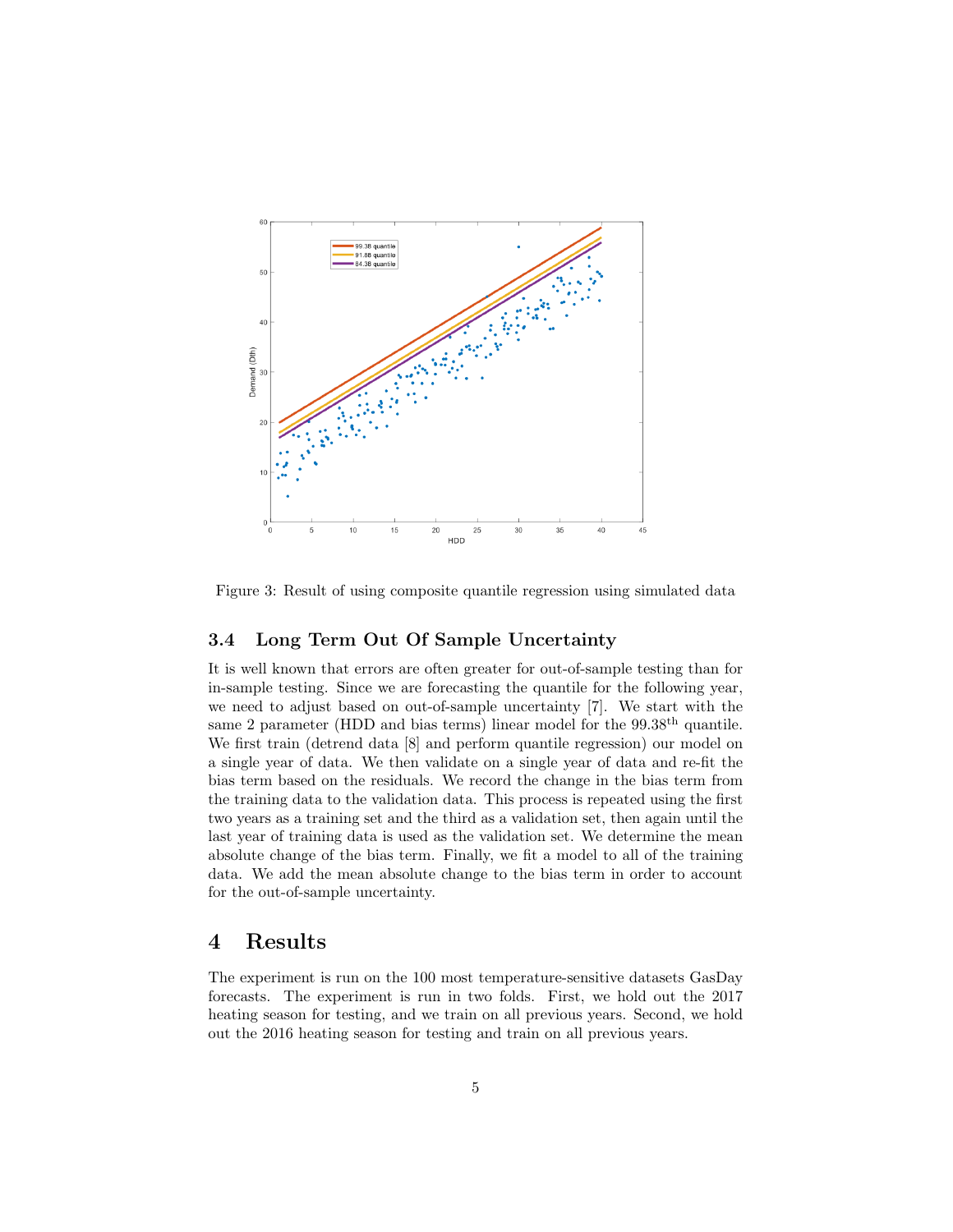Figure 3: Result of using composite quantile regression using simulated data

### 3.4 Long Term Out Of Sample Uncertainty

It is well known that errors are often greater for out-of-sample testing than for in-sample testing. Since we are forecasting the quantile for the following year, we need to adjust based on out-of-sample uncertainty [7]. We start with the same 2 parameter (HDD and bias terms) linear model for the 99.38$^{\text{th}}$ quantile. We first train (detrend data [8] and perform quantile regression) our model on a single year of data. We then validate on a single year of data and re-fit the bias term based on the residuals. We record the change in the bias term from the training data to the validation data. This process is repeated using the first two years as a training set and the third as a validation set, then again until the last year of training data is used as the validation set. We determine the mean absolute change of the bias term. Finally, we fit a model to all of the training data. We add the mean absolute change to the bias term in order to account for the out-of-sample uncertainty.

## 4 Results

The experiment is run on the 100 most temperature-sensitive datasets GasDay forecasts. The experiment is run in two folds. First, we hold out the 2017 heating season for testing, and we train on all previous years. Second, we hold out the 2016 heating season for testing and train on all previous years.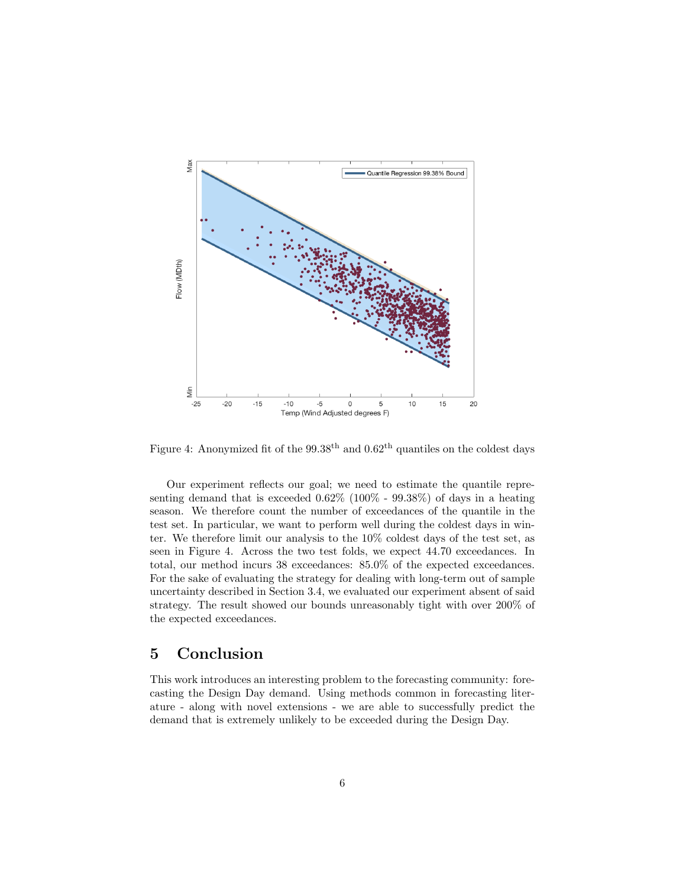Figure 4: Anonymized fit of the 99.38$^{\text{th}}$ and 0.62$^{\text{th}}$ quantiles on the coldest days

Our experiment reflects our goal; we need to estimate the quantile representing demand that is exceeded 0.62% (100% - 99.38%) of days in a heating season. We therefore count the number of exceedances of the quantile in the test set. In particular, we want to perform well during the coldest days in winter. We therefore limit our analysis to the 10% coldest days of the test set, as seen in Figure 4. Across the two test folds, we expect 44.70 exceedances. In total, our method incurs 38 exceedances: 85.0% of the expected exceedances. For the sake of evaluating the strategy for dealing with long-term out of sample uncertainty described in Section 3.4, we evaluated our experiment absent of said strategy. The result showed our bounds unreasonably tight with over 200% of the expected exceedances.

## 5 Conclusion

This work introduces an interesting problem to the forecasting community: forecasting the Design Day demand. Using methods common in forecasting literature - along with novel extensions - we are able to successfully predict the demand that is extremely unlikely to be exceeded during the Design Day.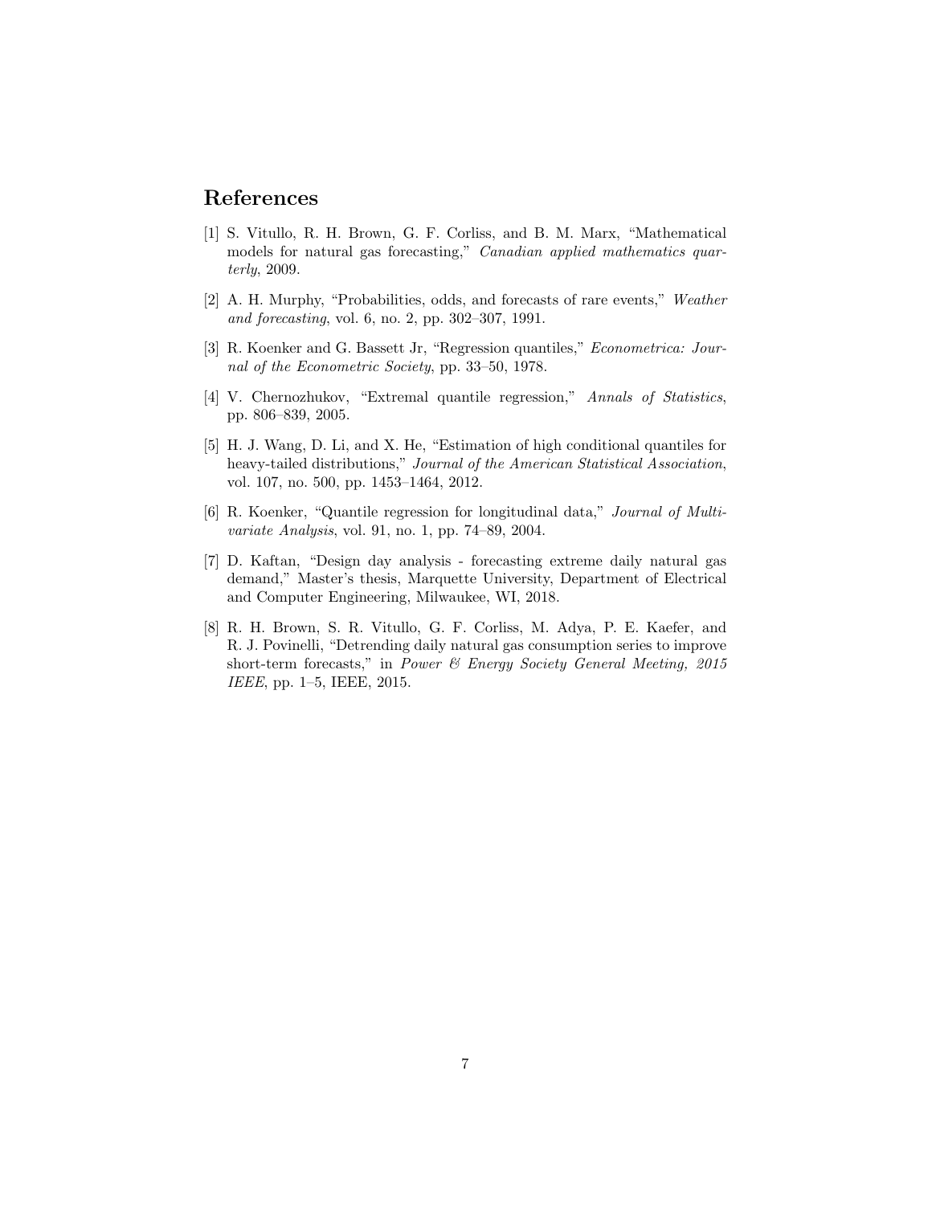# References

[1] S. Vitullo, R. H. Brown, G. F. Corliss, and B. M. Marx, "Mathematical models for natural gas forecasting," *Canadian applied mathematics quarterly*, 2009.

[2] A. H. Murphy, "Probabilities, odds, and forecasts of rare events," *Weather and forecasting*, vol. 6, no. 2, pp. 302–307, 1991.

[3] R. Koenker and G. Bassett Jr, "Regression quantiles," *Econometrica: Journal of the Econometric Society*, pp. 33–50, 1978.

[4] V. Chernozhukov, "Extremal quantile regression," *Annals of Statistics*, pp. 806–839, 2005.

[5] H. J. Wang, D. Li, and X. He, "Estimation of high conditional quantiles for heavy-tailed distributions," *Journal of the American Statistical Association*, vol. 107, no. 500, pp. 1453–1464, 2012.

[6] R. Koenker, "Quantile regression for longitudinal data," *Journal of Multivariate Analysis*, vol. 91, no. 1, pp. 74–89, 2004.

[7] D. Kaftan, "Design day analysis - forecasting extreme daily natural gas demand," Master's thesis, Marquette University, Department of Electrical and Computer Engineering, Milwaukee, WI, 2018.

[8] R. H. Brown, S. R. Vitullo, G. F. Corliss, M. Adya, P. E. Kaefer, and R. J. Povinelli, "Detrending daily natural gas consumption series to improve short-term forecasts," in *Power & Energy Society General Meeting, 2015 IEEE*, pp. 1–5, IEEE, 2015.